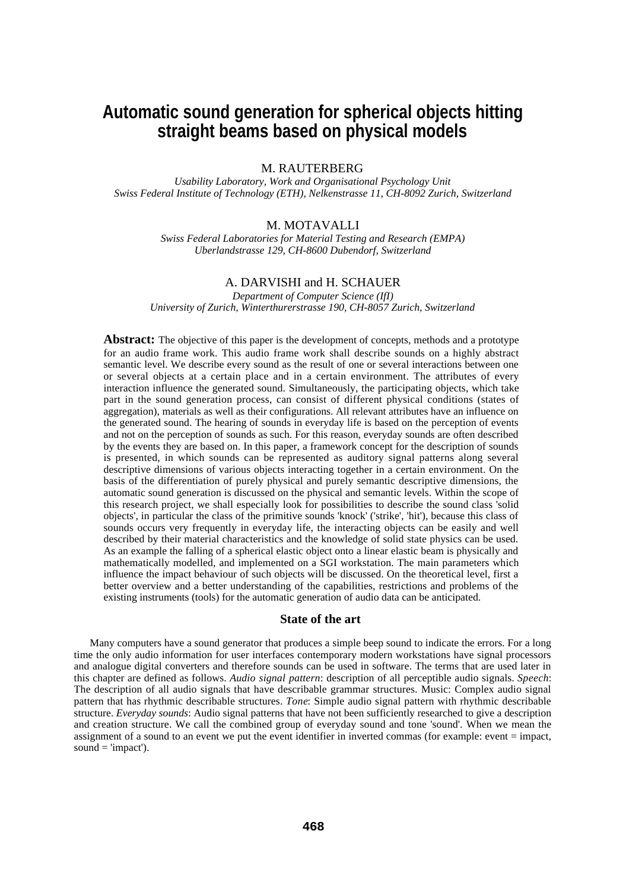# Automatic sound generation for spherical objects hitting straight beams based on physical models

M. RAUTERBERG

*Usability Laboratory, Work and Organisational Psychology Unit*
*Swiss Federal Institute of Technology (ETH), Nelkenstrasse 11, CH-8092 Zurich, Switzerland*

M. MOTAVALLI

*Swiss Federal Laboratories for Material Testing and Research (EMPA)*
*Uberlandstrasse 129, CH-8600 Dubendorf, Switzerland*

A. DARVISHI and H. SCHAUER

*Department of Computer Science (IfI)*
*University of Zurich, Winterthurerstrasse 190, CH-8057 Zurich, Switzerland*

**Abstract:** The objective of this paper is the development of concepts, methods and a prototype for an audio frame work. This audio frame work shall describe sounds on a highly abstract semantic level. We describe every sound as the result of one or several interactions between one or several objects at a certain place and in a certain environment. The attributes of every interaction influence the generated sound. Simultaneously, the participating objects, which take part in the sound generation process, can consist of different physical conditions (states of aggregation), materials as well as their configurations. All relevant attributes have an influence on the generated sound. The hearing of sounds in everyday life is based on the perception of events and not on the perception of sounds as such. For this reason, everyday sounds are often described by the events they are based on. In this paper, a framework concept for the description of sounds is presented, in which sounds can be represented as auditory signal patterns along several descriptive dimensions of various objects interacting together in a certain environment. On the basis of the differentiation of purely physical and purely semantic descriptive dimensions, the automatic sound generation is discussed on the physical and semantic levels. Within the scope of this research project, we shall especially look for possibilities to describe the sound class 'solid objects', in particular the class of the primitive sounds 'knock' ('strike', 'hit'), because this class of sounds occurs very frequently in everyday life, the interacting objects can be easily and well described by their material characteristics and the knowledge of solid state physics can be used. As an example the falling of a spherical elastic object onto a linear elastic beam is physically and mathematically modelled, and implemented on a SGI workstation. The main parameters which influence the impact behaviour of such objects will be discussed. On the theoretical level, first a better overview and a better understanding of the capabilities, restrictions and problems of the existing instruments (tools) for the automatic generation of audio data can be anticipated.

## State of the art

Many computers have a sound generator that produces a simple beep sound to indicate the errors. For a long time the only audio information for user interfaces contemporary modern workstations have signal processors and analogue digital converters and therefore sounds can be used in software. The terms that are used later in this chapter are defined as follows. *Audio signal pattern*: description of all perceptible audio signals. *Speech*: The description of all audio signals that have describable grammar structures. Music: Complex audio signal pattern that has rhythmic describable structures. *Tone*: Simple audio signal pattern with rhythmic describable structure. *Everyday sounds*: Audio signal patterns that have not been sufficiently researched to give a description and creation structure. We call the combined group of everyday sound and tone 'sound'. When we mean the assignment of a sound to an event we put the event identifier in inverted commas (for example: event = impact, sound = 'impact').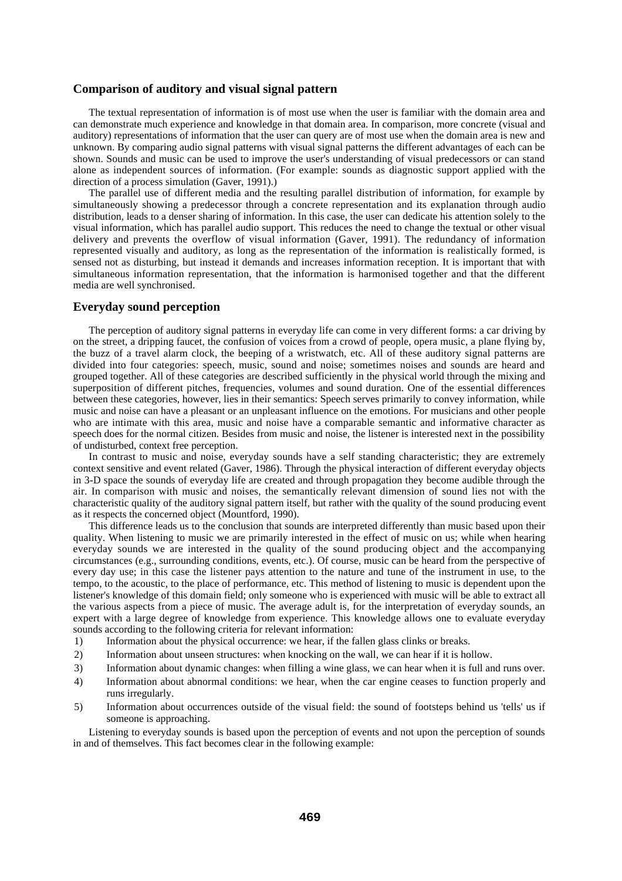## Comparison of auditory and visual signal pattern

The textual representation of information is of most use when the user is familiar with the domain area and can demonstrate much experience and knowledge in that domain area. In comparison, more concrete (visual and auditory) representations of information that the user can query are of most use when the domain area is new and unknown. By comparing audio signal patterns with visual signal patterns the different advantages of each can be shown. Sounds and music can be used to improve the user's understanding of visual predecessors or can stand alone as independent sources of information. (For example: sounds as diagnostic support applied with the direction of a process simulation (Gaver, 1991).)

The parallel use of different media and the resulting parallel distribution of information, for example by simultaneously showing a predecessor through a concrete representation and its explanation through audio distribution, leads to a denser sharing of information. In this case, the user can dedicate his attention solely to the visual information, which has parallel audio support. This reduces the need to change the textual or other visual delivery and prevents the overflow of visual information (Gaver, 1991). The redundancy of information represented visually and auditory, as long as the representation of the information is realistically formed, is sensed not as disturbing, but instead it demands and increases information reception. It is important that with simultaneous information representation, that the information is harmonised together and that the different media are well synchronised.

## Everyday sound perception

The perception of auditory signal patterns in everyday life can come in very different forms: a car driving by on the street, a dripping faucet, the confusion of voices from a crowd of people, opera music, a plane flying by, the buzz of a travel alarm clock, the beeping of a wristwatch, etc. All of these auditory signal patterns are divided into four categories: speech, music, sound and noise; sometimes noises and sounds are heard and grouped together. All of these categories are described sufficiently in the physical world through the mixing and superposition of different pitches, frequencies, volumes and sound duration. One of the essential differences between these categories, however, lies in their semantics: Speech serves primarily to convey information, while music and noise can have a pleasant or an unpleasant influence on the emotions. For musicians and other people who are intimate with this area, music and noise have a comparable semantic and informative character as speech does for the normal citizen. Besides from music and noise, the listener is interested next in the possibility of undisturbed, context free perception.

In contrast to music and noise, everyday sounds have a self standing characteristic; they are extremely context sensitive and event related (Gaver, 1986). Through the physical interaction of different everyday objects in 3-D space the sounds of everyday life are created and through propagation they become audible through the air. In comparison with music and noises, the semantically relevant dimension of sound lies not with the characteristic quality of the auditory signal pattern itself, but rather with the quality of the sound producing event as it respects the concerned object (Mountford, 1990).

This difference leads us to the conclusion that sounds are interpreted differently than music based upon their quality. When listening to music we are primarily interested in the effect of music on us; while when hearing everyday sounds we are interested in the quality of the sound producing object and the accompanying circumstances (e.g., surrounding conditions, events, etc.). Of course, music can be heard from the perspective of every day use; in this case the listener pays attention to the nature and tune of the instrument in use, to the tempo, to the acoustic, to the place of performance, etc. This method of listening to music is dependent upon the listener's knowledge of this domain field; only someone who is experienced with music will be able to extract all the various aspects from a piece of music. The average adult is, for the interpretation of everyday sounds, an expert with a large degree of knowledge from experience. This knowledge allows one to evaluate everyday sounds according to the following criteria for relevant information:

1) Information about the physical occurrence: we hear, if the fallen glass clinks or breaks.
2) Information about unseen structures: when knocking on the wall, we can hear if it is hollow.
3) Information about dynamic changes: when filling a wine glass, we can hear when it is full and runs over.
4) Information about abnormal conditions: we hear, when the car engine ceases to function properly and runs irregularly.
5) Information about occurrences outside of the visual field: the sound of footsteps behind us 'tells' us if someone is approaching.

Listening to everyday sounds is based upon the perception of events and not upon the perception of sounds in and of themselves. This fact becomes clear in the following example: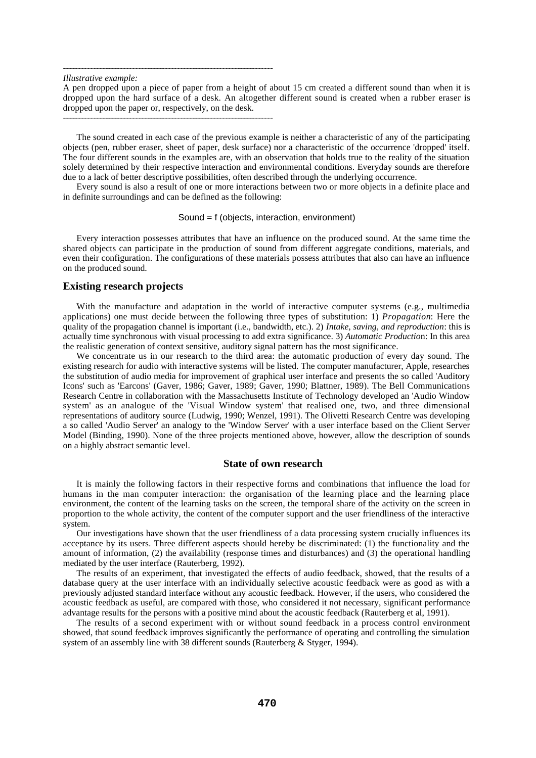----------------------------------------------------------------------

*Illustrative example:*

A pen dropped upon a piece of paper from a height of about 15 cm created a different sound than when it is dropped upon the hard surface of a desk. An altogether different sound is created when a rubber eraser is dropped upon the paper or, respectively, on the desk.

----------------------------------------------------------------------

The sound created in each case of the previous example is neither a characteristic of any of the participating objects (pen, rubber eraser, sheet of paper, desk surface) nor a characteristic of the occurrence 'dropped' itself. The four different sounds in the examples are, with an observation that holds true to the reality of the situation solely determined by their respective interaction and environmental conditions. Everyday sounds are therefore due to a lack of better descriptive possibilities, often described through the underlying occurrence.

Every sound is also a result of one or more interactions between two or more objects in a definite place and in definite surroundings and can be defined as the following:

$$\text{Sound} = f\,(\text{objects, interaction, environment})$$

Every interaction possesses attributes that have an influence on the produced sound. At the same time the shared objects can participate in the production of sound from different aggregate conditions, materials, and even their configuration. The configurations of these materials possess attributes that also can have an influence on the produced sound.

## Existing research projects

With the manufacture and adaptation in the world of interactive computer systems (e.g., multimedia applications) one must decide between the following three types of substitution: 1) *Propagation*: Here the quality of the propagation channel is important (i.e., bandwidth, etc.). 2) *Intake, saving, and reproduction*: this is actually time synchronous with visual processing to add extra significance. 3) *Automatic Production*: In this area the realistic generation of context sensitive, auditory signal pattern has the most significance.

We concentrate us in our research to the third area: the automatic production of every day sound. The existing research for audio with interactive systems will be listed. The computer manufacturer, Apple, researches the substitution of audio media for improvement of graphical user interface and presents the so called 'Auditory Icons' such as 'Earcons' (Gaver, 1986; Gaver, 1989; Gaver, 1990; Blattner, 1989). The Bell Communications Research Centre in collaboration with the Massachusetts Institute of Technology developed an 'Audio Window system' as an analogue of the 'Visual Window system' that realised one, two, and three dimensional representations of auditory source (Ludwig, 1990; Wenzel, 1991). The Olivetti Research Centre was developing a so called 'Audio Server' an analogy to the 'Window Server' with a user interface based on the Client Server Model (Binding, 1990). None of the three projects mentioned above, however, allow the description of sounds on a highly abstract semantic level.

## State of own research

It is mainly the following factors in their respective forms and combinations that influence the load for humans in the man computer interaction: the organisation of the learning place and the learning place environment, the content of the learning tasks on the screen, the temporal share of the activity on the screen in proportion to the whole activity, the content of the computer support and the user friendliness of the interactive system.

Our investigations have shown that the user friendliness of a data processing system crucially influences its acceptance by its users. Three different aspects should hereby be discriminated: (1) the functionality and the amount of information, (2) the availability (response times and disturbances) and (3) the operational handling mediated by the user interface (Rauterberg, 1992).

The results of an experiment, that investigated the effects of audio feedback, showed, that the results of a database query at the user interface with an individually selective acoustic feedback were as good as with a previously adjusted standard interface without any acoustic feedback. However, if the users, who considered the acoustic feedback as useful, are compared with those, who considered it not necessary, significant performance advantage results for the persons with a positive mind about the acoustic feedback (Rauterberg et al, 1991).

The results of a second experiment with or without sound feedback in a process control environment showed, that sound feedback improves significantly the performance of operating and controlling the simulation system of an assembly line with 38 different sounds (Rauterberg & Styger, 1994).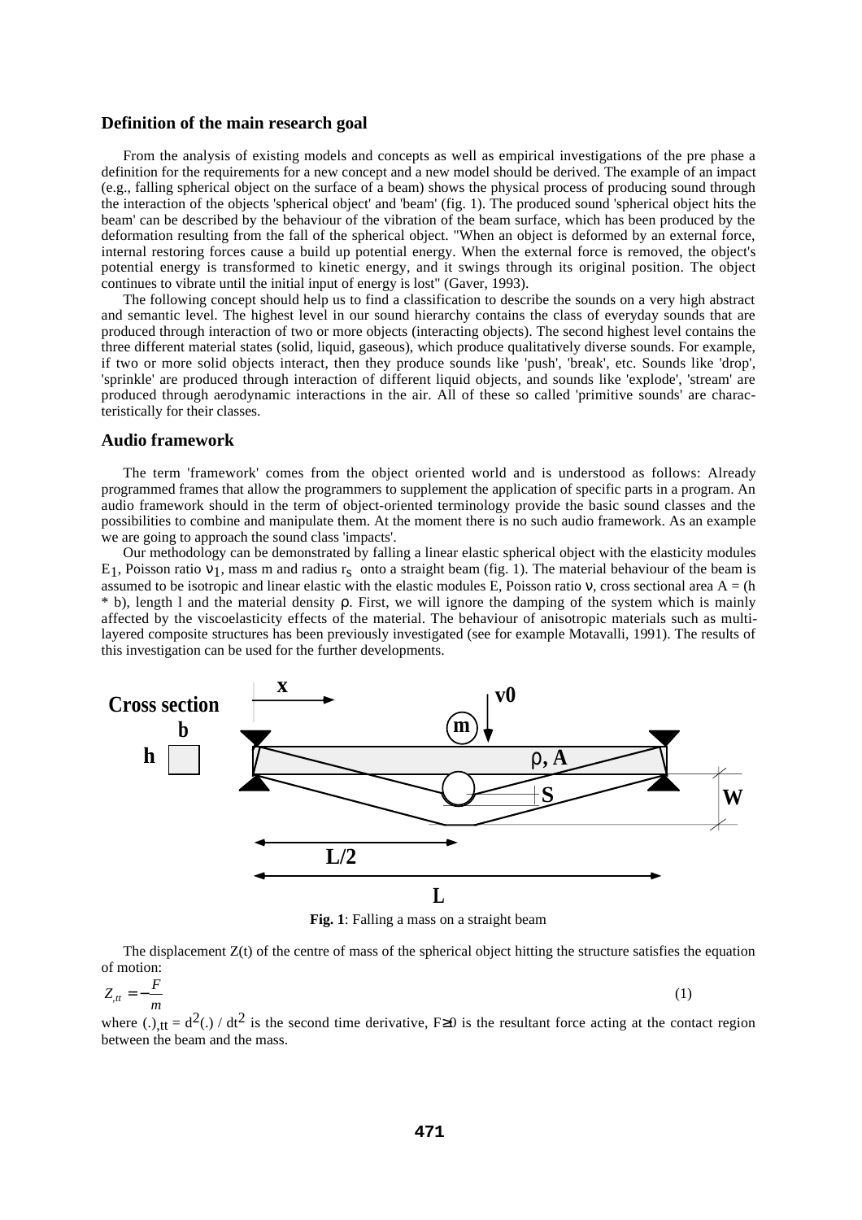### Definition of the main research goal

From the analysis of existing models and concepts as well as empirical investigations of the pre phase a definition for the requirements for a new concept and a new model should be derived. The example of an impact (e.g., falling spherical object on the surface of a beam) shows the physical process of producing sound through the interaction of the objects 'spherical object' and 'beam' (fig. 1). The produced sound 'spherical object hits the beam' can be described by the behaviour of the vibration of the beam surface, which has been produced by the deformation resulting from the fall of the spherical object. "When an object is deformed by an external force, internal restoring forces cause a build up potential energy. When the external force is removed, the object's potential energy is transformed to kinetic energy, and it swings through its original position. The object continues to vibrate until the initial input of energy is lost" (Gaver, 1993).

The following concept should help us to find a classification to describe the sounds on a very high abstract and semantic level. The highest level in our sound hierarchy contains the class of everyday sounds that are produced through interaction of two or more objects (interacting objects). The second highest level contains the three different material states (solid, liquid, gaseous), which produce qualitatively diverse sounds. For example, if two or more solid objects interact, then they produce sounds like 'push', 'break', etc. Sounds like 'drop', 'sprinkle' are produced through interaction of different liquid objects, and sounds like 'explode', 'stream' are produced through aerodynamic interactions in the air. All of these so called 'primitive sounds' are characteristically for their classes.

### Audio framework

The term 'framework' comes from the object oriented world and is understood as follows: Already programmed frames that allow the programmers to supplement the application of specific parts in a program. An audio framework should in the term of object-oriented terminology provide the basic sound classes and the possibilities to combine and manipulate them. At the moment there is no such audio framework. As an example we are going to approach the sound class 'impacts'.

Our methodology can be demonstrated by falling a linear elastic spherical object with the elasticity modules $E_1$, Poisson ratio $\nu_1$, mass m and radius $r_s$ onto a straight beam (fig. 1). The material behaviour of the beam is assumed to be isotropic and linear elastic with the elastic modules E, Poisson ratio $\nu$, cross sectional area $A = (h * b)$, length l and the material density $\rho$. First, we will ignore the damping of the system which is mainly affected by the viscoelasticity effects of the material. The behaviour of anisotropic materials such as multi-layered composite structures has been previously investigated (see for example Motavalli, 1991). The results of this investigation can be used for the further developments.

**Fig. 1**: Falling a mass on a straight beam

The displacement Z(t) of the centre of mass of the spherical object hitting the structure satisfies the equation of motion:

$$Z_{,tt} = -\frac{F}{m} \tag{1}$$

where $(.)_{,tt} = d^2(.) / dt^2$ is the second time derivative, $F \geq 0$ is the resultant force acting at the contact region between the beam and the mass.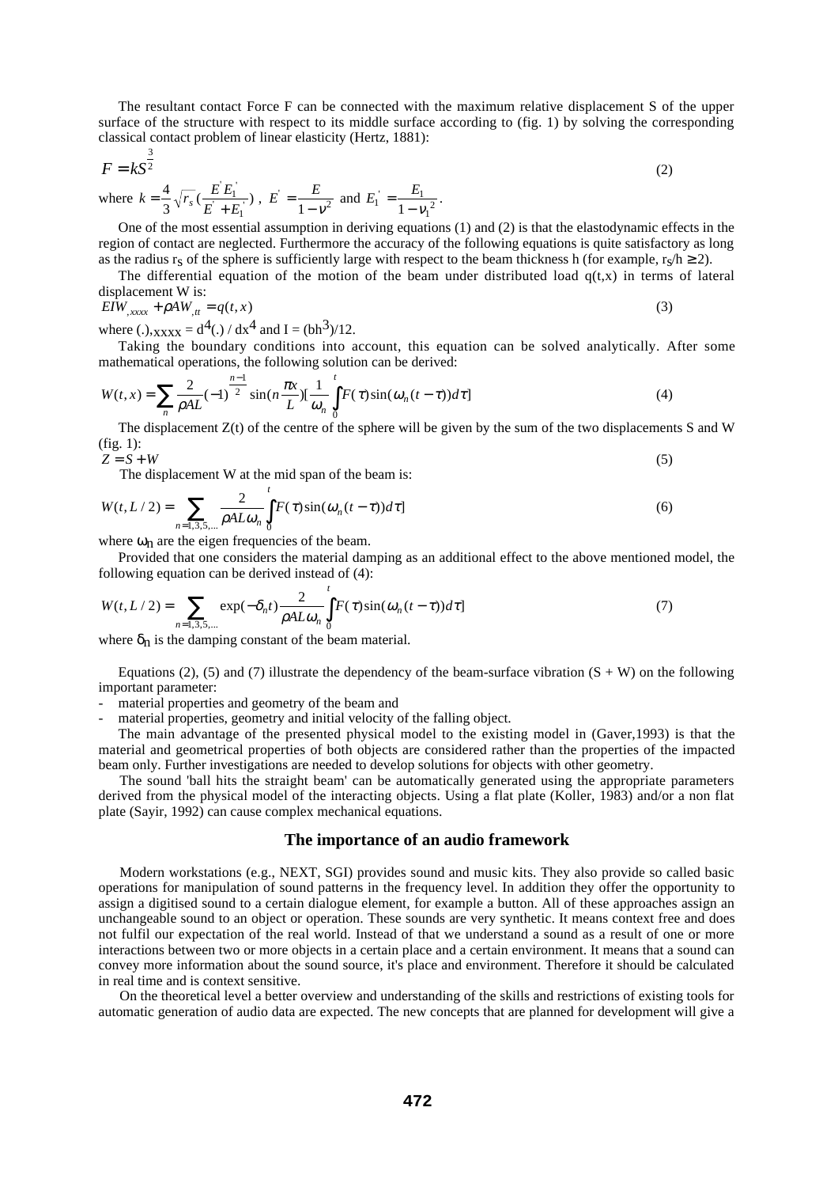The resultant contact Force F can be connected with the maximum relative displacement S of the upper surface of the structure with respect to its middle surface according to (fig. 1) by solving the corresponding classical contact problem of linear elasticity (Hertz, 1881):

$$F = kS^{\frac{3}{2}} \tag{2}$$

where $k = \frac{4}{3}\sqrt{r_s}\left(\frac{E^{'}E_1^{'}}{E^{'}+E_1^{'}}\right)$, $E^{'} = \frac{E}{1-\nu^2}$ and $E_1^{'} = \frac{E_1}{1-\nu_1^{\,2}}$.

One of the most essential assumption in deriving equations (1) and (2) is that the elastodynamic effects in the region of contact are neglected. Furthermore the accuracy of the following equations is quite satisfactory as long as the radius $r_S$ of the sphere is sufficiently large with respect to the beam thickness h (for example, $r_S/h \geq 2$).

The differential equation of the motion of the beam under distributed load q(t,x) in terms of lateral displacement W is:

$$EIW_{,xxxx} + \rho A W_{,tt} = q(t,x) \tag{3}$$

where $(.)_{,xxxx} = d^4(.) / dx^4$ and $I = (bh^3)/12$.

Taking the boundary conditions into account, this equation can be solved analytically. After some mathematical operations, the following solution can be derived:

$$W(t,x) = \sum_n \frac{2}{\rho AL}(-1)^{\frac{n-1}{2}} \sin\left(n\frac{\pi x}{L}\right)\left[\frac{1}{\omega_n}\int_0^t F(\tau)\sin(\omega_n(t-\tau))d\tau\right] \tag{4}$$

The displacement Z(t) of the centre of the sphere will be given by the sum of the two displacements S and W (fig. 1):

$$Z = S + W \tag{5}$$

The displacement W at the mid span of the beam is:

$$W(t, L/2) = \sum_{n=1,3,5,...} \frac{2}{\rho AL\omega_n}\int_0^t F(\tau)\sin(\omega_n(t-\tau))d\tau] \tag{6}$$

where $\omega_n$ are the eigen frequencies of the beam.

Provided that one considers the material damping as an additional effect to the above mentioned model, the following equation can be derived instead of (4):

$$W(t, L/2) = \sum_{n=1,3,5,...} \exp(-\delta_n t)\frac{2}{\rho AL\omega_n}\int_0^t F(\tau)\sin(\omega_n(t-\tau))d\tau] \tag{7}$$

where $\delta_n$ is the damping constant of the beam material.

Equations (2), (5) and (7) illustrate the dependency of the beam-surface vibration (S + W) on the following important parameter:

- material properties and geometry of the beam and
- material properties, geometry and initial velocity of the falling object.

The main advantage of the presented physical model to the existing model in (Gaver,1993) is that the material and geometrical properties of both objects are considered rather than the properties of the impacted beam only. Further investigations are needed to develop solutions for objects with other geometry.

The sound 'ball hits the straight beam' can be automatically generated using the appropriate parameters derived from the physical model of the interacting objects. Using a flat plate (Koller, 1983) and/or a non flat plate (Sayir, 1992) can cause complex mechanical equations.

## The importance of an audio framework

Modern workstations (e.g., NEXT, SGI) provides sound and music kits. They also provide so called basic operations for manipulation of sound patterns in the frequency level. In addition they offer the opportunity to assign a digitised sound to a certain dialogue element, for example a button. All of these approaches assign an unchangeable sound to an object or operation. These sounds are very synthetic. It means context free and does not fulfil our expectation of the real world. Instead of that we understand a sound as a result of one or more interactions between two or more objects in a certain place and a certain environment. It means that a sound can convey more information about the sound source, it's place and environment. Therefore it should be calculated in real time and is context sensitive.

On the theoretical level a better overview and understanding of the skills and restrictions of existing tools for automatic generation of audio data are expected. The new concepts that are planned for development will give a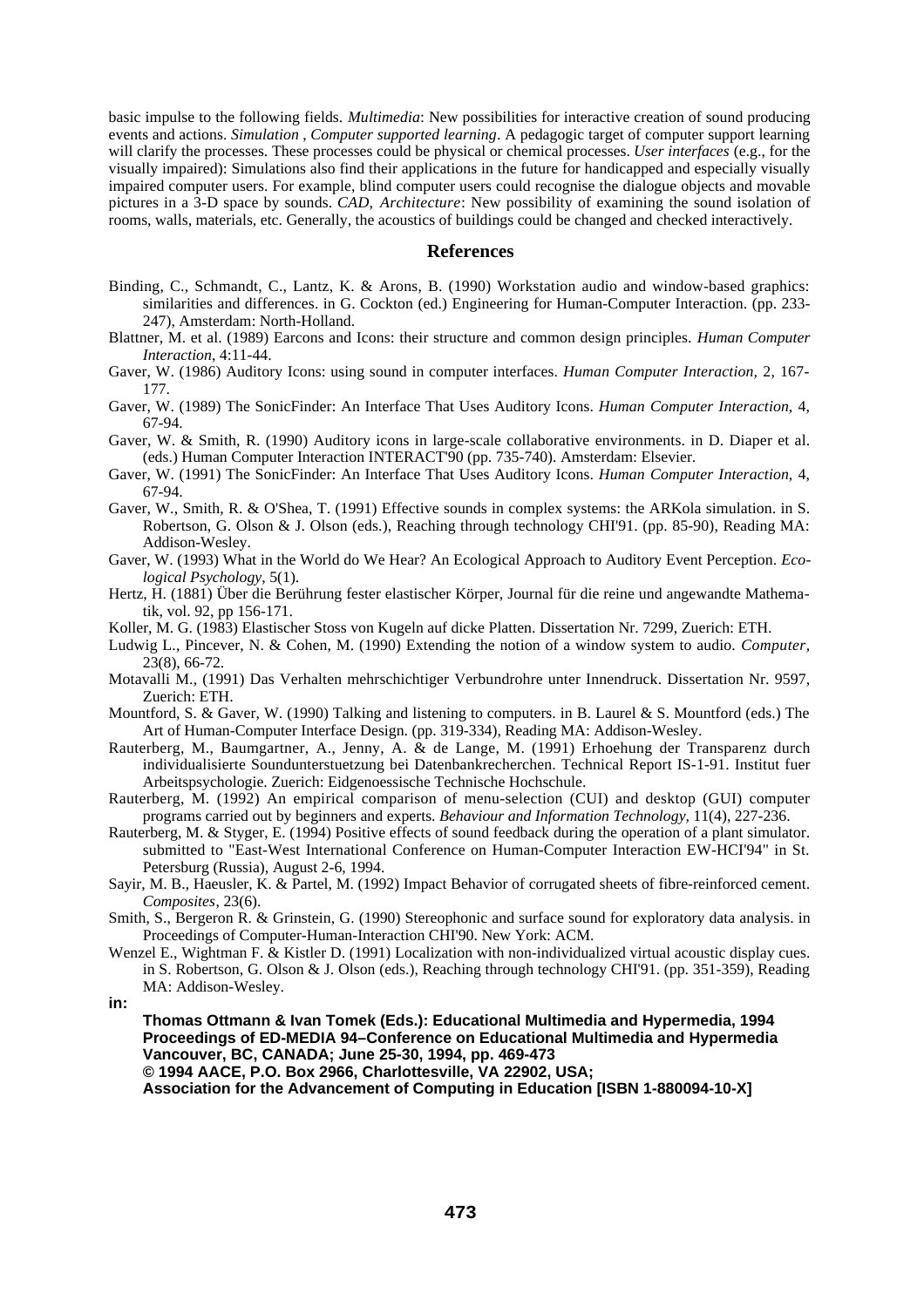basic impulse to the following fields. *Multimedia*: New possibilities for interactive creation of sound producing events and actions. *Simulation* , *Computer supported learning*. A pedagogic target of computer support learning will clarify the processes. These processes could be physical or chemical processes. *User interfaces* (e.g., for the visually impaired): Simulations also find their applications in the future for handicapped and especially visually impaired computer users. For example, blind computer users could recognise the dialogue objects and movable pictures in a 3-D space by sounds. *CAD*, *Architecture*: New possibility of examining the sound isolation of rooms, walls, materials, etc. Generally, the acoustics of buildings could be changed and checked interactively.

## References

Binding, C., Schmandt, C., Lantz, K. & Arons, B. (1990) Workstation audio and window-based graphics: similarities and differences. in G. Cockton (ed.) Engineering for Human-Computer Interaction. (pp. 233-247), Amsterdam: North-Holland.

Blattner, M. et al. (1989) Earcons and Icons: their structure and common design principles. *Human Computer Interaction*, 4:11-44.

Gaver, W. (1986) Auditory Icons: using sound in computer interfaces. *Human Computer Interaction,* 2, 167-177.

Gaver, W. (1989) The SonicFinder: An Interface That Uses Auditory Icons. *Human Computer Interaction*, 4, 67-94.

Gaver, W. & Smith, R. (1990) Auditory icons in large-scale collaborative environments. in D. Diaper et al. (eds.) Human Computer Interaction INTERACT'90 (pp. 735-740). Amsterdam: Elsevier.

Gaver, W. (1991) The SonicFinder: An Interface That Uses Auditory Icons. *Human Computer Interaction*, 4, 67-94.

Gaver, W., Smith, R. & O'Shea, T. (1991) Effective sounds in complex systems: the ARKola simulation. in S. Robertson, G. Olson & J. Olson (eds.), Reaching through technology CHI'91. (pp. 85-90), Reading MA: Addison-Wesley.

Gaver, W. (1993) What in the World do We Hear? An Ecological Approach to Auditory Event Perception. *Ecological Psychology*, 5(1).

Hertz, H. (1881) Über die Berührung fester elastischer Körper, Journal für die reine und angewandte Mathematik, vol. 92, pp 156-171.

Koller, M. G. (1983) Elastischer Stoss von Kugeln auf dicke Platten. Dissertation Nr. 7299, Zuerich: ETH.

Ludwig L., Pincever, N. & Cohen, M. (1990) Extending the notion of a window system to audio. *Computer,* 23(8), 66-72.

Motavalli M., (1991) Das Verhalten mehrschichtiger Verbundrohre unter Innendruck. Dissertation Nr. 9597, Zuerich: ETH.

Mountford, S. & Gaver, W. (1990) Talking and listening to computers. in B. Laurel & S. Mountford (eds.) The Art of Human-Computer Interface Design. (pp. 319-334), Reading MA: Addison-Wesley.

Rauterberg, M., Baumgartner, A., Jenny, A. & de Lange, M. (1991) Erhoehung der Transparenz durch individualisierte Soundunterstuetzung bei Datenbankrecherchen. Technical Report IS-1-91. Institut fuer Arbeitspsychologie. Zuerich: Eidgenoessische Technische Hochschule.

Rauterberg, M. (1992) An empirical comparison of menu-selection (CUI) and desktop (GUI) computer programs carried out by beginners and experts. *Behaviour and Information Technology,* 11(4), 227-236.

Rauterberg, M. & Styger, E. (1994) Positive effects of sound feedback during the operation of a plant simulator. submitted to "East-West International Conference on Human-Computer Interaction EW-HCI'94" in St. Petersburg (Russia), August 2-6, 1994.

Sayir, M. B., Haeusler, K. & Partel, M. (1992) Impact Behavior of corrugated sheets of fibre-reinforced cement. *Composites*, 23(6).

Smith, S., Bergeron R. & Grinstein, G. (1990) Stereophonic and surface sound for exploratory data analysis. in Proceedings of Computer-Human-Interaction CHI'90. New York: ACM.

Wenzel E., Wightman F. & Kistler D. (1991) Localization with non-individualized virtual acoustic display cues. in S. Robertson, G. Olson & J. Olson (eds.), Reaching through technology CHI'91. (pp. 351-359), Reading MA: Addison-Wesley.

**in:**

**Thomas Ottmann & Ivan Tomek (Eds.): Educational Multimedia and Hypermedia, 1994**
**Proceedings of ED-MEDIA 94–Conference on Educational Multimedia and Hypermedia**
**Vancouver, BC, CANADA; June 25-30, 1994, pp. 469-473**
**© 1994 AACE, P.O. Box 2966, Charlottesville, VA 22902, USA;**
**Association for the Advancement of Computing in Education [ISBN 1-880094-10-X]**